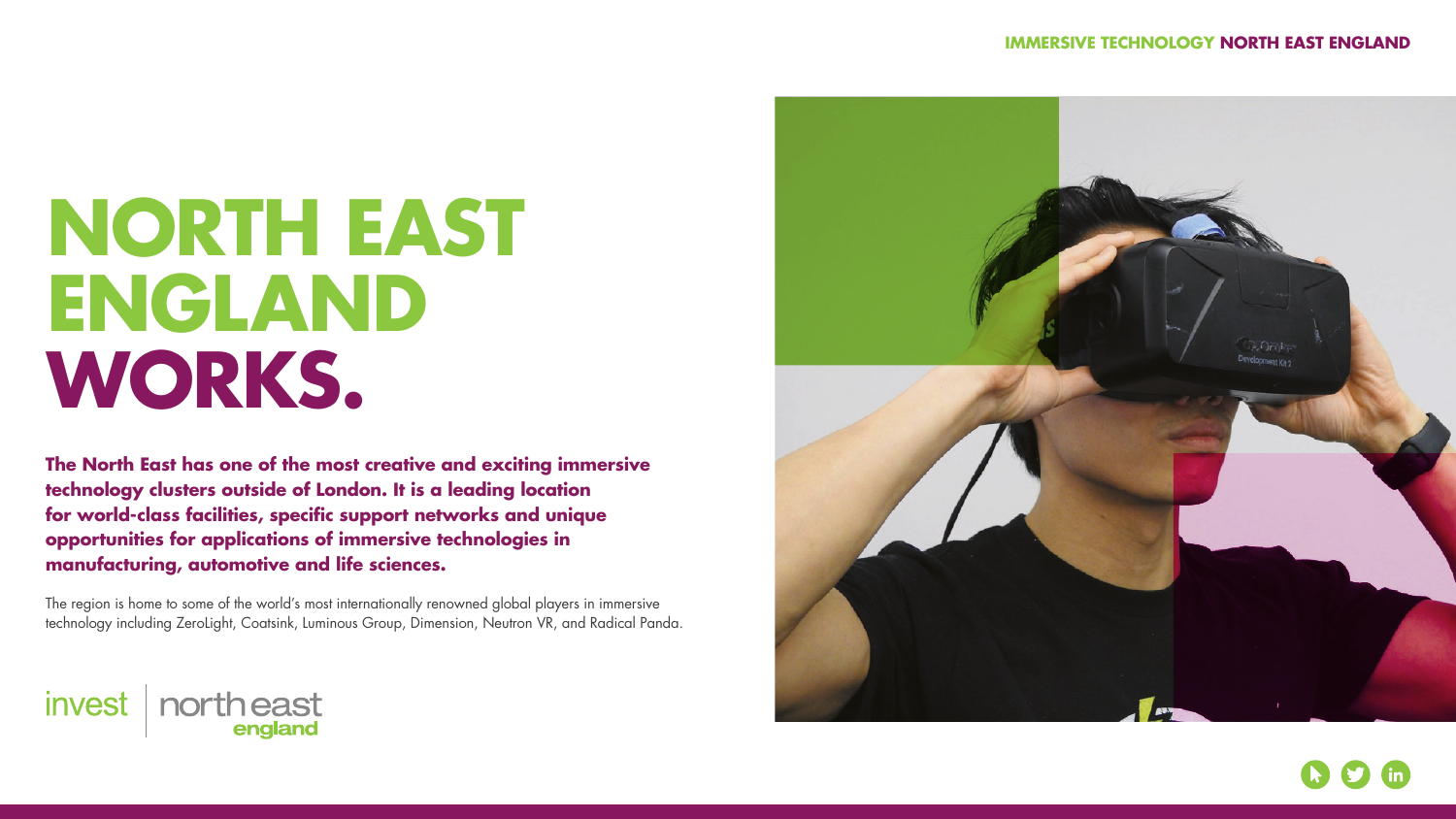# NORTH EAST ENGLAND WORKS.

**The North East has one of the most creative and exciting immersive technology clusters outside of London. It is a leading location for world-class facilities, specific support networks and unique opportunities for applications of immersive technologies in manufacturing, automotive and life sciences.**

The region is home to some of the world's most internationally renowned global players in immersive technology including ZeroLight, Coatsink, Luminous Group, Dimension, Neutron VR, and Radical Panda.

invest | north east england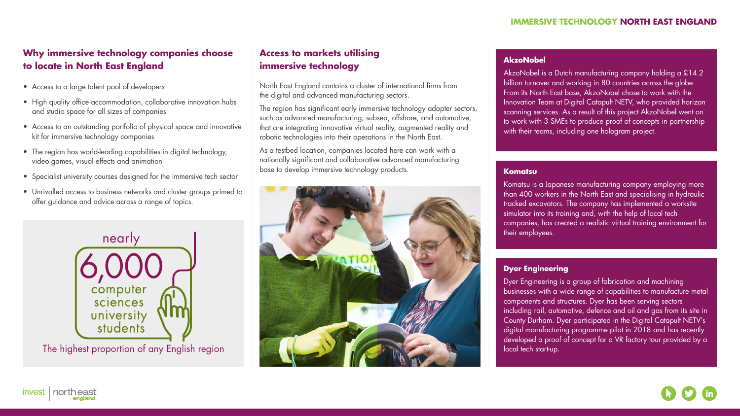## Why immersive technology companies choose to locate in North East England

- Access to a large talent pool of developers
- High quality office accommodation, collaborative innovation hubs and studio space for all sizes of companies
- Access to an outstanding portfolio of physical space and innovative kit for immersive technology companies
- The region has world-leading capabilities in digital technology, video games, visual effects and animation
- Specialist university courses designed for the immersive tech sector
- Unrivalled access to business networks and cluster groups primed to offer guidance and advice across a range of topics.

nearly
6,000
computer sciences university students

The highest proportion of any English region

## Access to markets utilising immersive technology

North East England contains a cluster of international firms from the digital and advanced manufacturing sectors.

The region has significant early immersive technology adopter sectors, such as advanced manufacturing, subsea, offshore, and automotive, that are integrating innovative virtual reality, augmented reality and robotic technologies into their operations in the North East.

As a testbed location, companies located here can work with a nationally significant and collaborative advanced manufacturing base to develop immersive technology products.

### AkzoNobel

AkzoNobel is a Dutch manufacturing company holding a £14.2 billion turnover and working in 80 countries across the globe. From its North East base, AkzoNobel chose to work with the Innovation Team at Digital Catapult NETV, who provided horizon scanning services. As a result of this project AkzoNobel went on to work with 3 SMEs to produce proof of concepts in partnership with their teams, including one hologram project.

### Komatsu

Komatsu is a Japanese manufacturing company employing more than 400 workers in the North East and specialising in hydraulic tracked excavators. The company has implemented a worksite simulator into its training and, with the help of local tech companies, has created a realistic virtual training environment for their employees.

### Dyer Engineering

Dyer Engineering is a group of fabrication and machining businesses with a wide range of capabilities to manufacture metal components and structures. Dyer has been serving sectors including rail, automotive, defence and oil and gas from its site in County Durham. Dyer participated in the Digital Catapult NETV's digital manufacturing programme pilot in 2018 and has recently developed a proof of concept for a VR factory tour provided by a local tech start-up.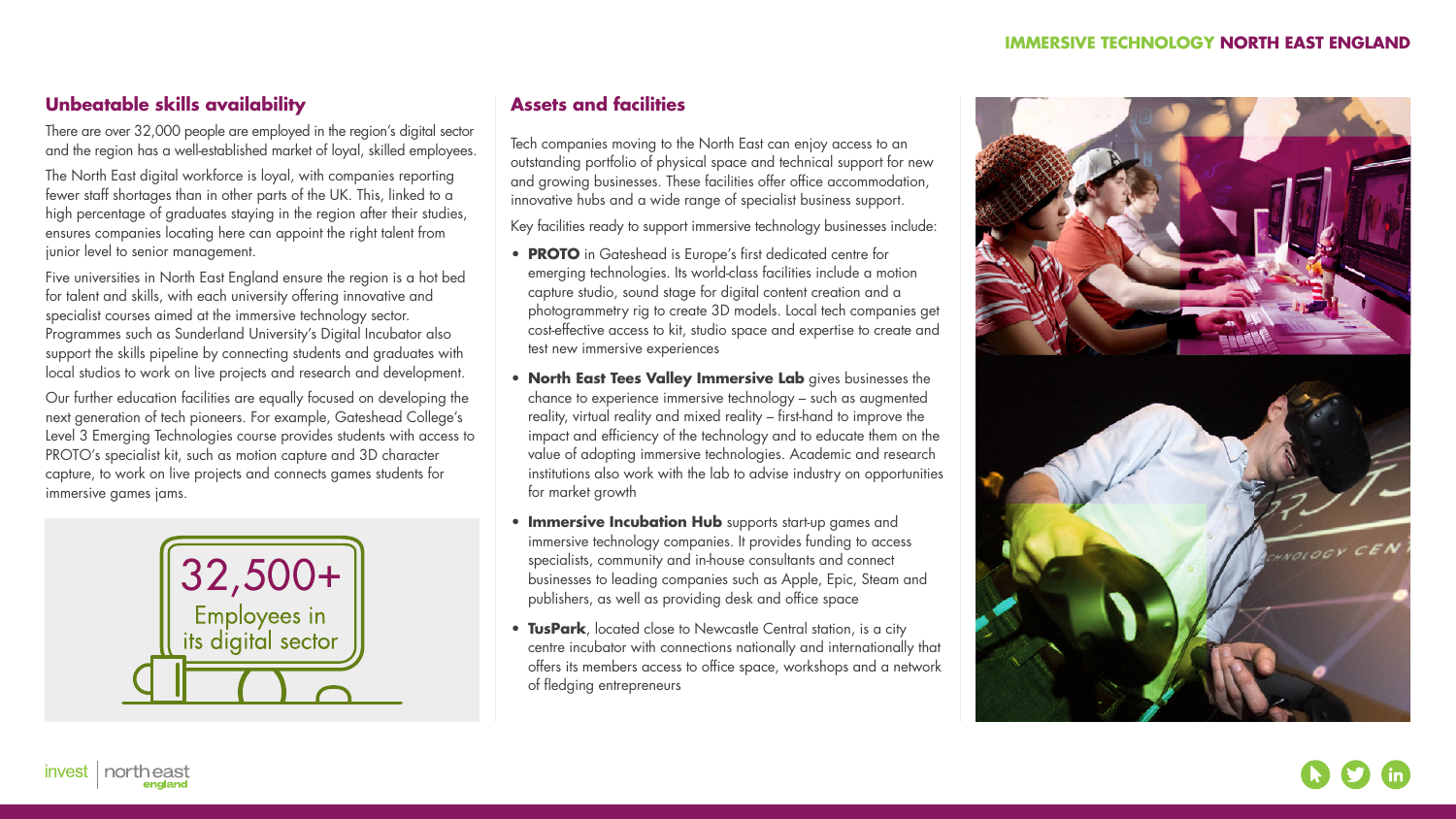## Unbeatable skills availability

There are over 32,000 people are employed in the region's digital sector and the region has a well-established market of loyal, skilled employees.

The North East digital workforce is loyal, with companies reporting fewer staff shortages than in other parts of the UK. This, linked to a high percentage of graduates staying in the region after their studies, ensures companies locating here can appoint the right talent from junior level to senior management.

Five universities in North East England ensure the region is a hot bed for talent and skills, with each university offering innovative and specialist courses aimed at the immersive technology sector. Programmes such as Sunderland University's Digital Incubator also support the skills pipeline by connecting students and graduates with local studios to work on live projects and research and development.

Our further education facilities are equally focused on developing the next generation of tech pioneers. For example, Gateshead College's Level 3 Emerging Technologies course provides students with access to PROTO's specialist kit, such as motion capture and 3D character capture, to work on live projects and connects games students for immersive games jams.

32,500+

Employees in its digital sector

## Assets and facilities

Tech companies moving to the North East can enjoy access to an outstanding portfolio of physical space and technical support for new and growing businesses. These facilities offer office accommodation, innovative hubs and a wide range of specialist business support.

Key facilities ready to support immersive technology businesses include:

- **PROTO** in Gateshead is Europe's first dedicated centre for emerging technologies. Its world-class facilities include a motion capture studio, sound stage for digital content creation and a photogrammetry rig to create 3D models. Local tech companies get cost-effective access to kit, studio space and expertise to create and test new immersive experiences
- **North East Tees Valley Immersive Lab** gives businesses the chance to experience immersive technology – such as augmented reality, virtual reality and mixed reality – first-hand to improve the impact and efficiency of the technology and to educate them on the value of adopting immersive technologies. Academic and research institutions also work with the lab to advise industry on opportunities for market growth
- **Immersive Incubation Hub** supports start-up games and immersive technology companies. It provides funding to access specialists, community and in-house consultants and connect businesses to leading companies such as Apple, Epic, Steam and publishers, as well as providing desk and office space
- **TusPark**, located close to Newcastle Central station, is a city centre incubator with connections nationally and internationally that offers its members access to office space, workshops and a network of fledging entrepreneurs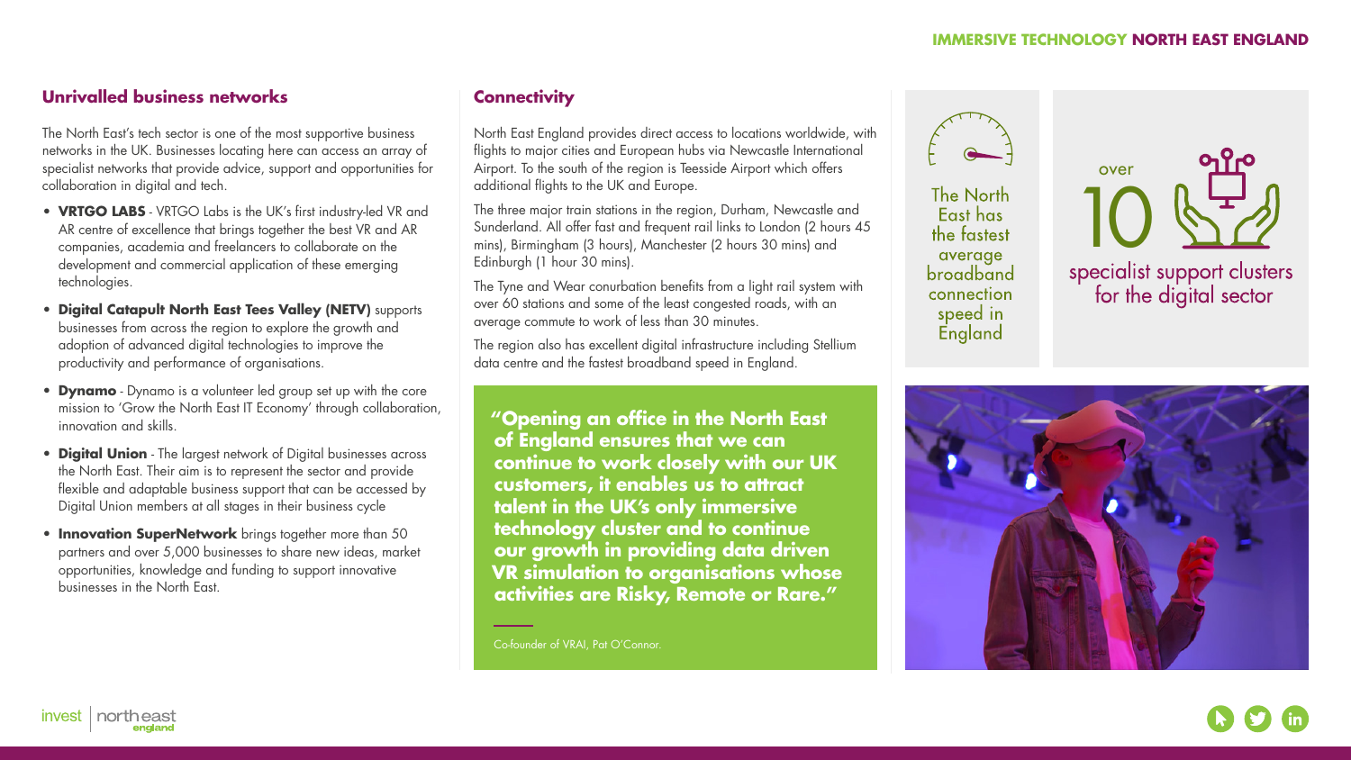## Unrivalled business networks

The North East's tech sector is one of the most supportive business networks in the UK. Businesses locating here can access an array of specialist networks that provide advice, support and opportunities for collaboration in digital and tech.

- **VRTGO LABS** - VRTGO Labs is the UK's first industry-led VR and AR centre of excellence that brings together the best VR and AR companies, academia and freelancers to collaborate on the development and commercial application of these emerging technologies.
- **Digital Catapult North East Tees Valley (NETV)** supports businesses from across the region to explore the growth and adoption of advanced digital technologies to improve the productivity and performance of organisations.
- **Dynamo** - Dynamo is a volunteer led group set up with the core mission to 'Grow the North East IT Economy' through collaboration, innovation and skills.
- **Digital Union** - The largest network of Digital businesses across the North East. Their aim is to represent the sector and provide flexible and adaptable business support that can be accessed by Digital Union members at all stages in their business cycle
- **Innovation SuperNetwork** brings together more than 50 partners and over 5,000 businesses to share new ideas, market opportunities, knowledge and funding to support innovative businesses in the North East.

## Connectivity

North East England provides direct access to locations worldwide, with flights to major cities and European hubs via Newcastle International Airport. To the south of the region is Teesside Airport which offers additional flights to the UK and Europe.

The three major train stations in the region, Durham, Newcastle and Sunderland. All offer fast and frequent rail links to London (2 hours 45 mins), Birmingham (3 hours), Manchester (2 hours 30 mins) and Edinburgh (1 hour 30 mins).

The Tyne and Wear conurbation benefits from a light rail system with over 60 stations and some of the least congested roads, with an average commute to work of less than 30 minutes.

The region also has excellent digital infrastructure including Stellium data centre and the fastest broadband speed in England.

**"Opening an office in the North East of England ensures that we can continue to work closely with our UK customers, it enables us to attract talent in the UK's only immersive technology cluster and to continue our growth in providing data driven VR simulation to organisations whose activities are Risky, Remote or Rare."**

Co-founder of VRAI, Pat O'Connor.

The North East has the fastest average broadband connection speed in England

over 10 specialist support clusters for the digital sector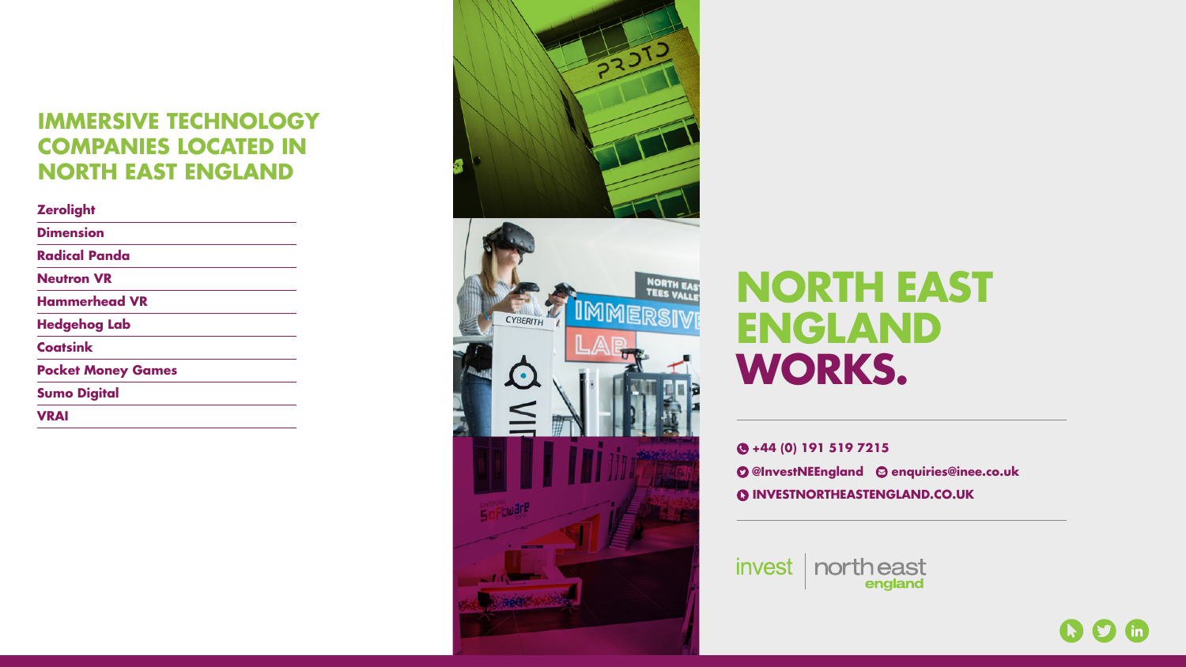## IMMERSIVE TECHNOLOGY COMPANIES LOCATED IN NORTH EAST ENGLAND

- **Zerolight**
- **Dimension**
- **Radical Panda**
- **Neutron VR**
- **Hammerhead VR**
- **Hedgehog Lab**
- **Coatsink**
- **Pocket Money Games**
- **Sumo Digital**
- **VRAI**

# NORTH EAST ENGLAND WORKS.

**+44 (0) 191 519 7215**

**@InvestNEEngland** **enquiries@inee.co.uk**

**INVESTNORTHEASTENGLAND.CO.UK**

invest | north east england